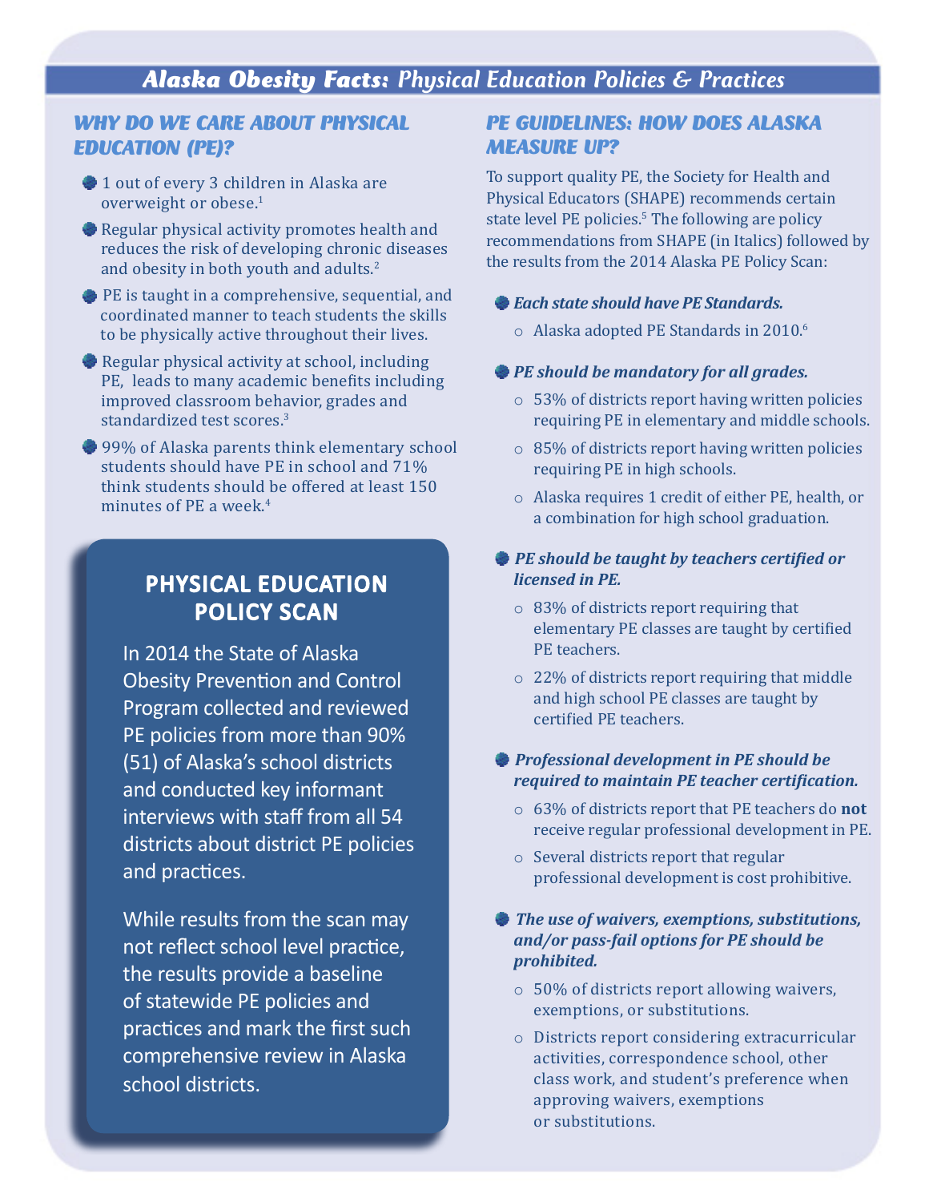# *Alaska Obesity Facts: Physical Education Policies & Practices*

## *WHY DO WE CARE ABOUT PHYSICAL EDUCATION (PE)?*

- 1 out of every 3 children in Alaska are overweight or obese.[1]
- Regular physical activity promotes health and reduces the risk of developing chronic diseases and obesity in both youth and adults.[2]
- PE is taught in a comprehensive, sequential, and coordinated manner to teach students the skills to be physically active throughout their lives.
- Regular physical activity at school, including PE, leads to many academic benefits including improved classroom behavior, grades and standardized test scores.[3]
- 99% of Alaska parents think elementary school students should have PE in school and 71% think students should be offered at least 150 minutes of PE a week.[4]

### PHYSICAL EDUCATION POLICY SCAN

In 2014 the State of Alaska Obesity Prevention and Control Program collected and reviewed PE policies from more than 90% (51) of Alaska's school districts and conducted key informant interviews with staff from all 54 districts about district PE policies and practices.

While results from the scan may not reflect school level practice, the results provide a baseline of statewide PE policies and practices and mark the first such comprehensive review in Alaska school districts.

## *PE GUIDELINES: HOW DOES ALASKA MEASURE UP?*

To support quality PE, the Society for Health and Physical Educators (SHAPE) recommends certain state level PE policies.[5] The following are policy recommendations from SHAPE (in Italics) followed by the results from the 2014 Alaska PE Policy Scan:

- ***Each state should have PE Standards.***
  - Alaska adopted PE Standards in 2010.[6]
- ***PE should be mandatory for all grades.***
  - 53% of districts report having written policies requiring PE in elementary and middle schools.
  - 85% of districts report having written policies requiring PE in high schools.
  - Alaska requires 1 credit of either PE, health, or a combination for high school graduation.
- ***PE should be taught by teachers certified or licensed in PE.***
  - 83% of districts report requiring that elementary PE classes are taught by certified PE teachers.
  - 22% of districts report requiring that middle and high school PE classes are taught by certified PE teachers.
- ***Professional development in PE should be required to maintain PE teacher certification.***
  - 63% of districts report that PE teachers do **not** receive regular professional development in PE.
  - Several districts report that regular professional development is cost prohibitive.
- ***The use of waivers, exemptions, substitutions, and/or pass-fail options for PE should be prohibited.***
  - 50% of districts report allowing waivers, exemptions, or substitutions.
  - Districts report considering extracurricular activities, correspondence school, other class work, and student's preference when approving waivers, exemptions or substitutions.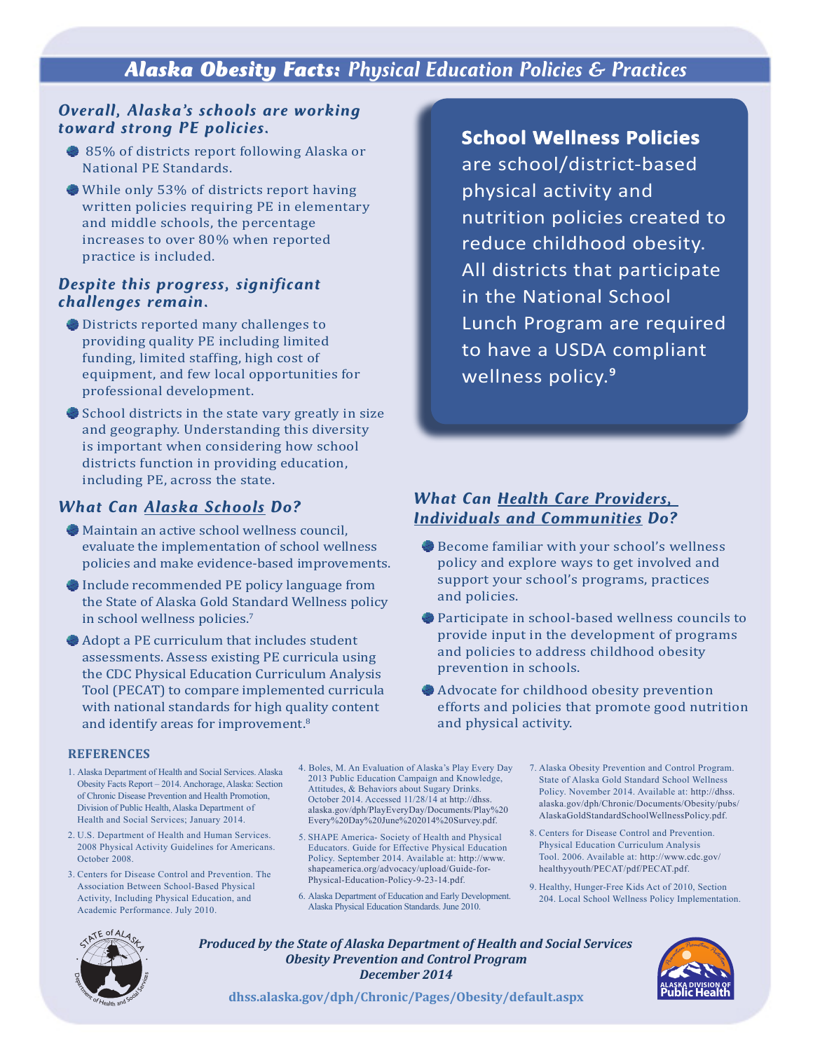# *Alaska Obesity Facts: Physical Education Policies & Practices*

### *Overall, Alaska's schools are working toward strong PE policies.*

- 85% of districts report following Alaska or National PE Standards.
- While only 53% of districts report having written policies requiring PE in elementary and middle schools, the percentage increases to over 80% when reported practice is included.

### *Despite this progress, significant challenges remain.*

- Districts reported many challenges to providing quality PE including limited funding, limited staffing, high cost of equipment, and few local opportunities for professional development.
- School districts in the state vary greatly in size and geography. Understanding this diversity is important when considering how school districts function in providing education, including PE, across the state.

**School Wellness Policies** are school/district-based physical activity and nutrition policies created to reduce childhood obesity. All districts that participate in the National School Lunch Program are required to have a USDA compliant wellness policy.[9]

### *What Can Alaska Schools Do?*

- Maintain an active school wellness council, evaluate the implementation of school wellness policies and make evidence-based improvements.
- Include recommended PE policy language from the State of Alaska Gold Standard Wellness policy in school wellness policies.[7]
- Adopt a PE curriculum that includes student assessments. Assess existing PE curricula using the CDC Physical Education Curriculum Analysis Tool (PECAT) to compare implemented curricula with national standards for high quality content and identify areas for improvement.[8]

### *What Can Health Care Providers, Individuals and Communities Do?*

- Become familiar with your school's wellness policy and explore ways to get involved and support your school's programs, practices and policies.
- Participate in school-based wellness councils to provide input in the development of programs and policies to address childhood obesity prevention in schools.
- Advocate for childhood obesity prevention efforts and policies that promote good nutrition and physical activity.

#### REFERENCES

1. Alaska Department of Health and Social Services. Alaska Obesity Facts Report – 2014. Anchorage, Alaska: Section of Chronic Disease Prevention and Health Promotion, Division of Public Health, Alaska Department of Health and Social Services; January 2014.
2. U.S. Department of Health and Human Services. 2008 Physical Activity Guidelines for Americans. October 2008.
3. Centers for Disease Control and Prevention. The Association Between School-Based Physical Activity, Including Physical Education, and Academic Performance. July 2010.
4. Boles, M. An Evaluation of Alaska's Play Every Day 2013 Public Education Campaign and Knowledge, Attitudes, & Behaviors about Sugary Drinks. October 2014. Accessed 11/28/14 at http://dhss.alaska.gov/dph/PlayEveryDay/Documents/Play%20Every%20Day%20June%202014%20Survey.pdf.
5. SHAPE America- Society of Health and Physical Educators. Guide for Effective Physical Education Policy. September 2014. Available at: http://www.shapeamerica.org/advocacy/upload/Guide-for-Physical-Education-Policy-9-23-14.pdf.
6. Alaska Department of Education and Early Development. Alaska Physical Education Standards. June 2010.
7. Alaska Obesity Prevention and Control Program. State of Alaska Gold Standard School Wellness Policy. November 2014. Available at: http://dhss.alaska.gov/dph/Chronic/Documents/Obesity/pubs/AlaskaGoldStandardSchoolWellnessPolicy.pdf.
8. Centers for Disease Control and Prevention. Physical Education Curriculum Analysis Tool. 2006. Available at: http://www.cdc.gov/healthyyouth/PECAT/pdf/PECAT.pdf.
9. Healthy, Hunger-Free Kids Act of 2010, Section 204. Local School Wellness Policy Implementation.

*Produced by the State of Alaska Department of Health and Social Services*
*Obesity Prevention and Control Program*
*December 2014*

**dhss.alaska.gov/dph/Chronic/Pages/Obesity/default.aspx**